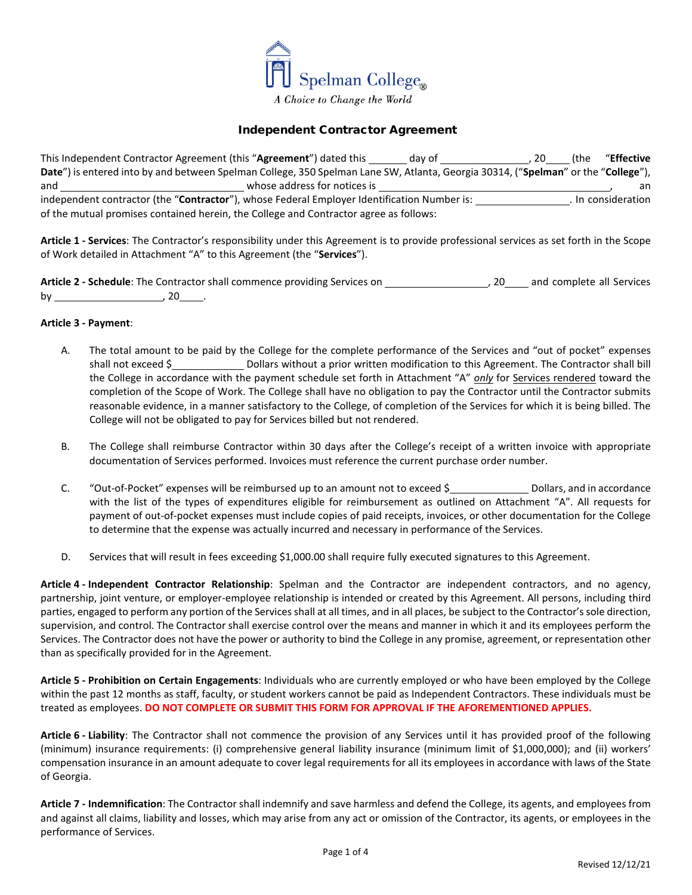Spelman College®

*A Choice to Change the World*

# Independent Contractor Agreement

This Independent Contractor Agreement (this "**Agreement**") dated this _______ day of ________________, 20____ (the "**Effective Date**") is entered into by and between Spelman College, 350 Spelman Lane SW, Atlanta, Georgia 30314, ("**Spelman**" or the "**College**"), and ________________________________ whose address for notices is ________________________________________, an independent contractor (the "**Contractor**"), whose Federal Employer Identification Number is: ________________. In consideration of the mutual promises contained herein, the College and Contractor agree as follows:

**Article 1 - Services**: The Contractor's responsibility under this Agreement is to provide professional services as set forth in the Scope of Work detailed in Attachment "A" to this Agreement (the "**Services**").

**Article 2 - Schedule**: The Contractor shall commence providing Services on __________________, 20____ and complete all Services by ____________________, 20____.

**Article 3 - Payment**:

A. The total amount to be paid by the College for the complete performance of the Services and "out of pocket" expenses shall not exceed $____________ Dollars without a prior written modification to this Agreement. The Contractor shall bill the College in accordance with the payment schedule set forth in Attachment "A" *only* for Services rendered toward the completion of the Scope of Work. The College shall have no obligation to pay the Contractor until the Contractor submits reasonable evidence, in a manner satisfactory to the College, of completion of the Services for which it is being billed. The College will not be obligated to pay for Services billed but not rendered.

B. The College shall reimburse Contractor within 30 days after the College's receipt of a written invoice with appropriate documentation of Services performed. Invoices must reference the current purchase order number.

C. "Out-of-Pocket" expenses will be reimbursed up to an amount not to exceed $______________ Dollars, and in accordance with the list of the types of expenditures eligible for reimbursement as outlined on Attachment "A". All requests for payment of out-of-pocket expenses must include copies of paid receipts, invoices, or other documentation for the College to determine that the expense was actually incurred and necessary in performance of the Services.

D. Services that will result in fees exceeding $1,000.00 shall require fully executed signatures to this Agreement.

**Article 4 - Independent Contractor Relationship**: Spelman and the Contractor are independent contractors, and no agency, partnership, joint venture, or employer-employee relationship is intended or created by this Agreement. All persons, including third parties, engaged to perform any portion of the Services shall at all times, and in all places, be subject to the Contractor's sole direction, supervision, and control. The Contractor shall exercise control over the means and manner in which it and its employees perform the Services. The Contractor does not have the power or authority to bind the College in any promise, agreement, or representation other than as specifically provided for in the Agreement.

**Article 5 - Prohibition on Certain Engagements**: Individuals who are currently employed or who have been employed by the College within the past 12 months as staff, faculty, or student workers cannot be paid as Independent Contractors. These individuals must be treated as employees. **DO NOT COMPLETE OR SUBMIT THIS FORM FOR APPROVAL IF THE AFOREMENTIONED APPLIES.**

**Article 6 - Liability**: The Contractor shall not commence the provision of any Services until it has provided proof of the following (minimum) insurance requirements: (i) comprehensive general liability insurance (minimum limit of $1,000,000); and (ii) workers' compensation insurance in an amount adequate to cover legal requirements for all its employees in accordance with laws of the State of Georgia.

**Article 7 - Indemnification**: The Contractor shall indemnify and save harmless and defend the College, its agents, and employees from and against all claims, liability and losses, which may arise from any act or omission of the Contractor, its agents, or employees in the performance of Services.

Revised 12/12/21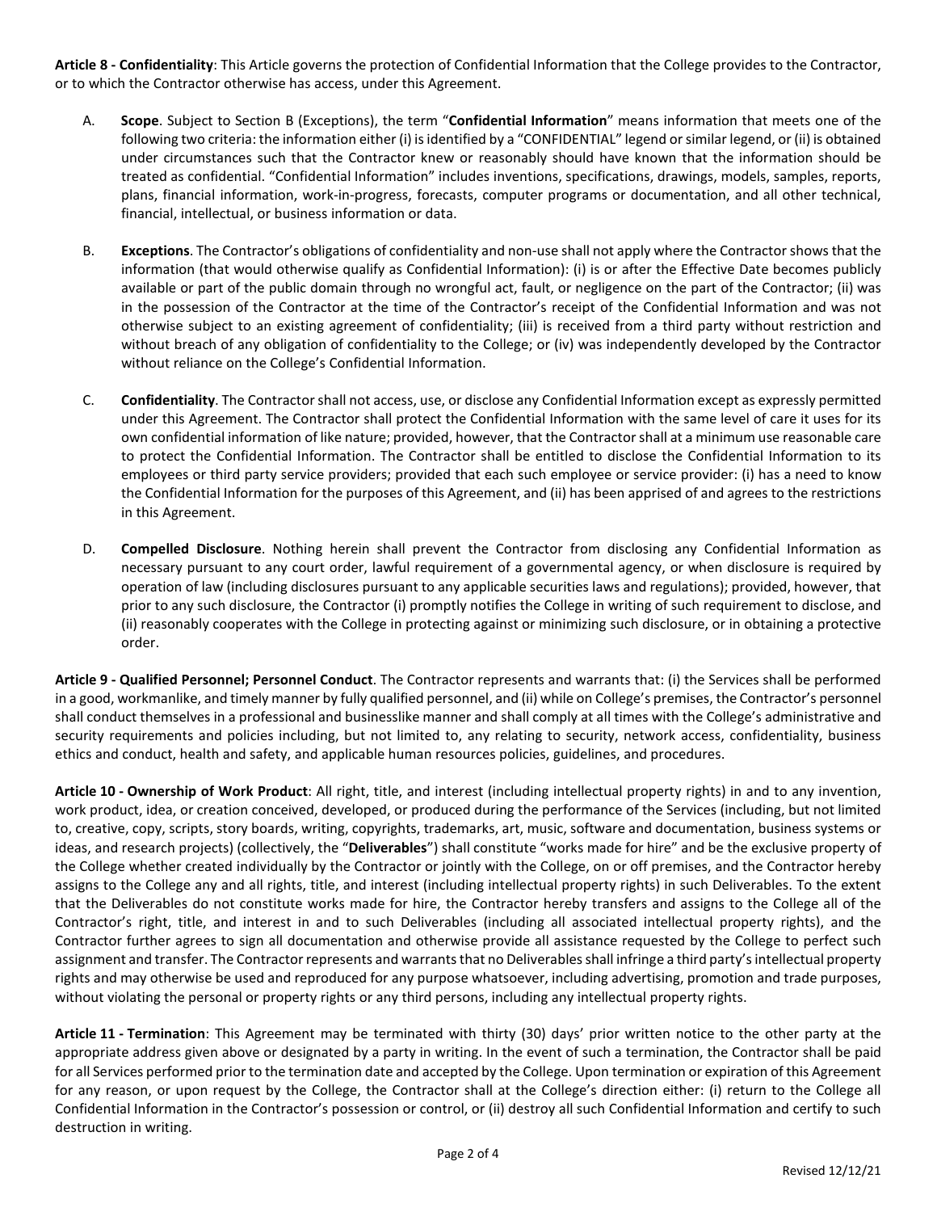**Article 8 - Confidentiality**: This Article governs the protection of Confidential Information that the College provides to the Contractor, or to which the Contractor otherwise has access, under this Agreement.

A. **Scope**. Subject to Section B (Exceptions), the term "**Confidential Information**" means information that meets one of the following two criteria: the information either (i) is identified by a "CONFIDENTIAL" legend or similar legend, or (ii) is obtained under circumstances such that the Contractor knew or reasonably should have known that the information should be treated as confidential. "Confidential Information" includes inventions, specifications, drawings, models, samples, reports, plans, financial information, work-in-progress, forecasts, computer programs or documentation, and all other technical, financial, intellectual, or business information or data.

B. **Exceptions**. The Contractor's obligations of confidentiality and non-use shall not apply where the Contractor shows that the information (that would otherwise qualify as Confidential Information): (i) is or after the Effective Date becomes publicly available or part of the public domain through no wrongful act, fault, or negligence on the part of the Contractor; (ii) was in the possession of the Contractor at the time of the Contractor's receipt of the Confidential Information and was not otherwise subject to an existing agreement of confidentiality; (iii) is received from a third party without restriction and without breach of any obligation of confidentiality to the College; or (iv) was independently developed by the Contractor without reliance on the College's Confidential Information.

C. **Confidentiality**. The Contractor shall not access, use, or disclose any Confidential Information except as expressly permitted under this Agreement. The Contractor shall protect the Confidential Information with the same level of care it uses for its own confidential information of like nature; provided, however, that the Contractor shall at a minimum use reasonable care to protect the Confidential Information. The Contractor shall be entitled to disclose the Confidential Information to its employees or third party service providers; provided that each such employee or service provider: (i) has a need to know the Confidential Information for the purposes of this Agreement, and (ii) has been apprised of and agrees to the restrictions in this Agreement.

D. **Compelled Disclosure**. Nothing herein shall prevent the Contractor from disclosing any Confidential Information as necessary pursuant to any court order, lawful requirement of a governmental agency, or when disclosure is required by operation of law (including disclosures pursuant to any applicable securities laws and regulations); provided, however, that prior to any such disclosure, the Contractor (i) promptly notifies the College in writing of such requirement to disclose, and (ii) reasonably cooperates with the College in protecting against or minimizing such disclosure, or in obtaining a protective order.

**Article 9 - Qualified Personnel; Personnel Conduct**. The Contractor represents and warrants that: (i) the Services shall be performed in a good, workmanlike, and timely manner by fully qualified personnel, and (ii) while on College's premises, the Contractor's personnel shall conduct themselves in a professional and businesslike manner and shall comply at all times with the College's administrative and security requirements and policies including, but not limited to, any relating to security, network access, confidentiality, business ethics and conduct, health and safety, and applicable human resources policies, guidelines, and procedures.

**Article 10 - Ownership of Work Product**: All right, title, and interest (including intellectual property rights) in and to any invention, work product, idea, or creation conceived, developed, or produced during the performance of the Services (including, but not limited to, creative, copy, scripts, story boards, writing, copyrights, trademarks, art, music, software and documentation, business systems or ideas, and research projects) (collectively, the "**Deliverables**") shall constitute "works made for hire" and be the exclusive property of the College whether created individually by the Contractor or jointly with the College, on or off premises, and the Contractor hereby assigns to the College any and all rights, title, and interest (including intellectual property rights) in such Deliverables. To the extent that the Deliverables do not constitute works made for hire, the Contractor hereby transfers and assigns to the College all of the Contractor's right, title, and interest in and to such Deliverables (including all associated intellectual property rights), and the Contractor further agrees to sign all documentation and otherwise provide all assistance requested by the College to perfect such assignment and transfer. The Contractor represents and warrants that no Deliverables shall infringe a third party's intellectual property rights and may otherwise be used and reproduced for any purpose whatsoever, including advertising, promotion and trade purposes, without violating the personal or property rights or any third persons, including any intellectual property rights.

**Article 11 - Termination**: This Agreement may be terminated with thirty (30) days' prior written notice to the other party at the appropriate address given above or designated by a party in writing. In the event of such a termination, the Contractor shall be paid for all Services performed prior to the termination date and accepted by the College. Upon termination or expiration of this Agreement for any reason, or upon request by the College, the Contractor shall at the College's direction either: (i) return to the College all Confidential Information in the Contractor's possession or control, or (ii) destroy all such Confidential Information and certify to such destruction in writing.

Revised 12/12/21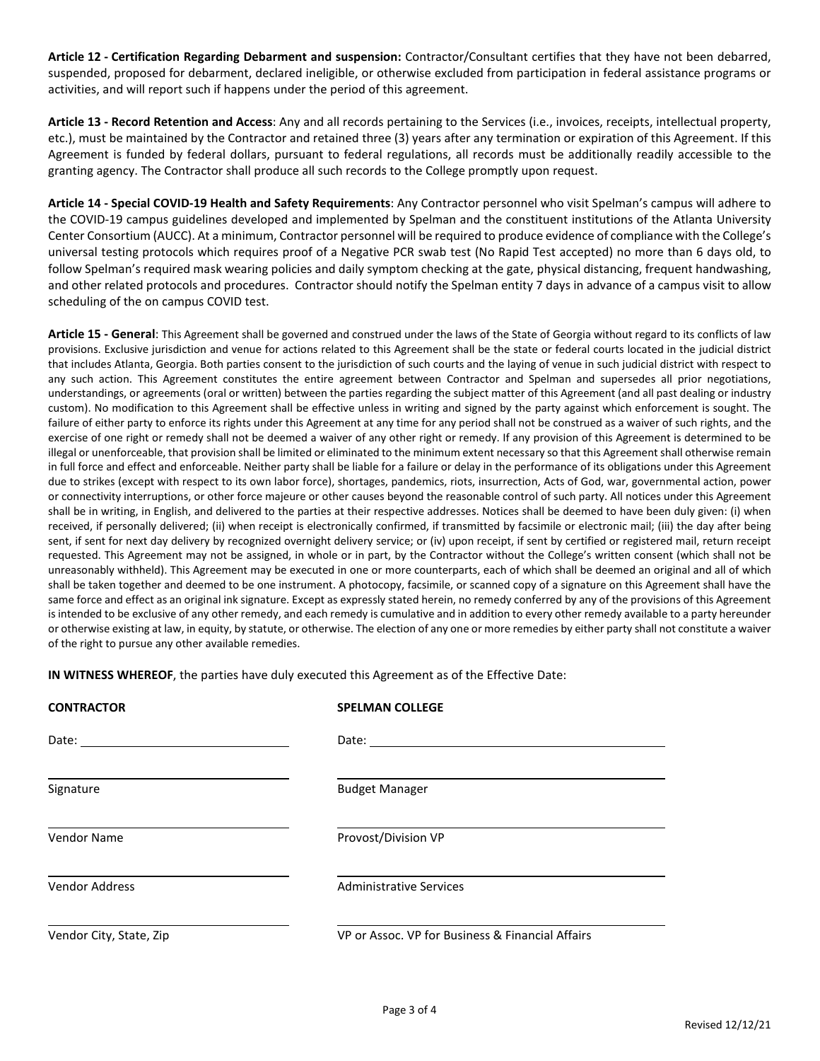**Article 12 - Certification Regarding Debarment and suspension:** Contractor/Consultant certifies that they have not been debarred, suspended, proposed for debarment, declared ineligible, or otherwise excluded from participation in federal assistance programs or activities, and will report such if happens under the period of this agreement.

**Article 13 - Record Retention and Access**: Any and all records pertaining to the Services (i.e., invoices, receipts, intellectual property, etc.), must be maintained by the Contractor and retained three (3) years after any termination or expiration of this Agreement. If this Agreement is funded by federal dollars, pursuant to federal regulations, all records must be additionally readily accessible to the granting agency. The Contractor shall produce all such records to the College promptly upon request.

**Article 14 - Special COVID-19 Health and Safety Requirements**: Any Contractor personnel who visit Spelman's campus will adhere to the COVID-19 campus guidelines developed and implemented by Spelman and the constituent institutions of the Atlanta University Center Consortium (AUCC). At a minimum, Contractor personnel will be required to produce evidence of compliance with the College's universal testing protocols which requires proof of a Negative PCR swab test (No Rapid Test accepted) no more than 6 days old, to follow Spelman's required mask wearing policies and daily symptom checking at the gate, physical distancing, frequent handwashing, and other related protocols and procedures. Contractor should notify the Spelman entity 7 days in advance of a campus visit to allow scheduling of the on campus COVID test.

**Article 15 - General**: This Agreement shall be governed and construed under the laws of the State of Georgia without regard to its conflicts of law provisions. Exclusive jurisdiction and venue for actions related to this Agreement shall be the state or federal courts located in the judicial district that includes Atlanta, Georgia. Both parties consent to the jurisdiction of such courts and the laying of venue in such judicial district with respect to any such action. This Agreement constitutes the entire agreement between Contractor and Spelman and supersedes all prior negotiations, understandings, or agreements (oral or written) between the parties regarding the subject matter of this Agreement (and all past dealing or industry custom). No modification to this Agreement shall be effective unless in writing and signed by the party against which enforcement is sought. The failure of either party to enforce its rights under this Agreement at any time for any period shall not be construed as a waiver of such rights, and the exercise of one right or remedy shall not be deemed a waiver of any other right or remedy. If any provision of this Agreement is determined to be illegal or unenforceable, that provision shall be limited or eliminated to the minimum extent necessary so that this Agreement shall otherwise remain in full force and effect and enforceable. Neither party shall be liable for a failure or delay in the performance of its obligations under this Agreement due to strikes (except with respect to its own labor force), shortages, pandemics, riots, insurrection, Acts of God, war, governmental action, power or connectivity interruptions, or other force majeure or other causes beyond the reasonable control of such party. All notices under this Agreement shall be in writing, in English, and delivered to the parties at their respective addresses. Notices shall be deemed to have been duly given: (i) when received, if personally delivered; (ii) when receipt is electronically confirmed, if transmitted by facsimile or electronic mail; (iii) the day after being sent, if sent for next day delivery by recognized overnight delivery service; or (iv) upon receipt, if sent by certified or registered mail, return receipt requested. This Agreement may not be assigned, in whole or in part, by the Contractor without the College's written consent (which shall not be unreasonably withheld). This Agreement may be executed in one or more counterparts, each of which shall be deemed an original and all of which shall be taken together and deemed to be one instrument. A photocopy, facsimile, or scanned copy of a signature on this Agreement shall have the same force and effect as an original ink signature. Except as expressly stated herein, no remedy conferred by any of the provisions of this Agreement is intended to be exclusive of any other remedy, and each remedy is cumulative and in addition to every other remedy available to a party hereunder or otherwise existing at law, in equity, by statute, or otherwise. The election of any one or more remedies by either party shall not constitute a waiver of the right to pursue any other available remedies.

**IN WITNESS WHEREOF**, the parties have duly executed this Agreement as of the Effective Date:

| **CONTRACTOR** | **SPELMAN COLLEGE** |
|---|---|
| Date: ______________________ | Date: ______________________ |
| Signature | Budget Manager |
| Vendor Name | Provost/Division VP |
| Vendor Address | Administrative Services |
| Vendor City, State, Zip | VP or Assoc. VP for Business & Financial Affairs |

Revised 12/12/21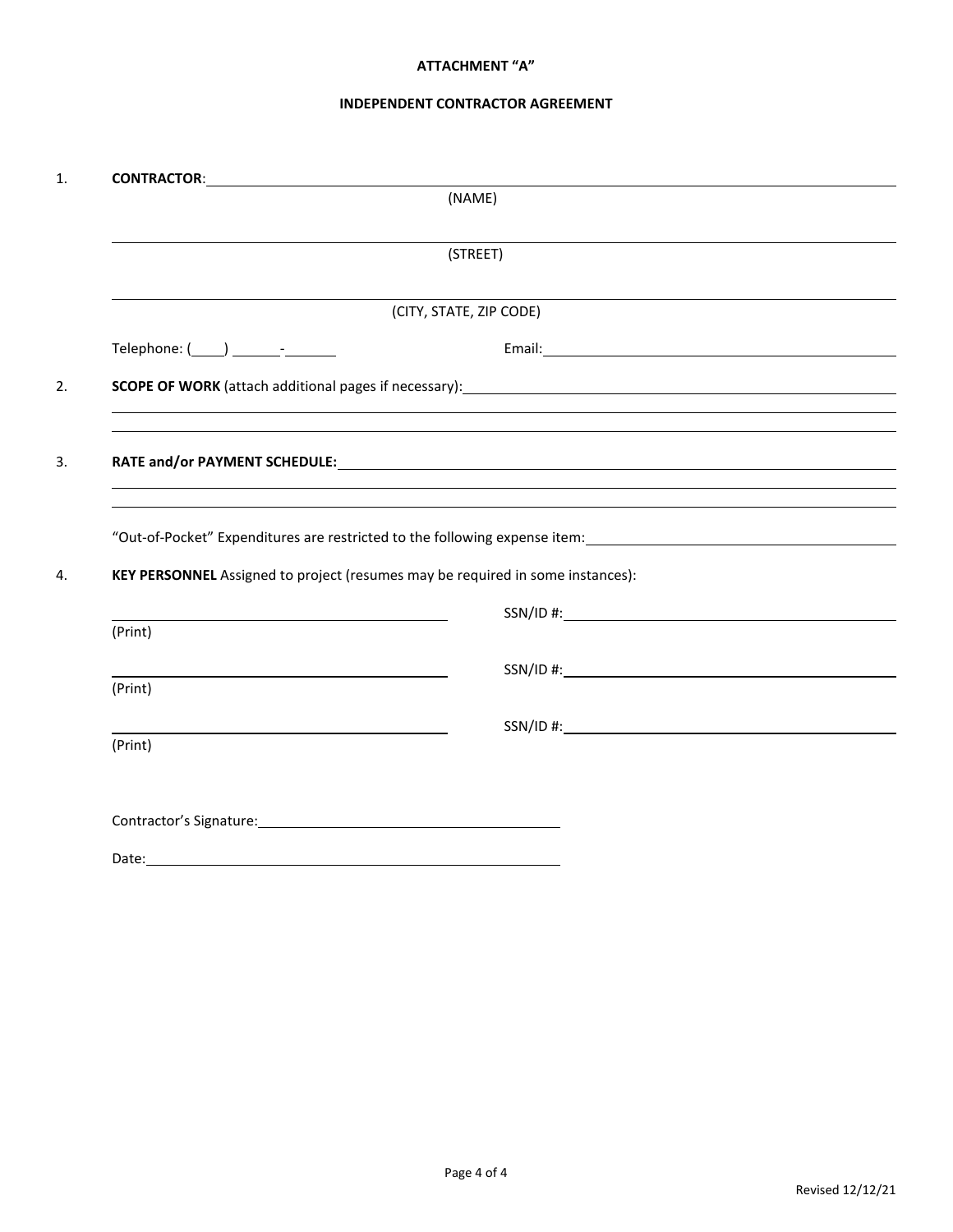**ATTACHMENT "A"**

**INDEPENDENT CONTRACTOR AGREEMENT**

1. **CONTRACTOR**: ______________________________________________

(NAME)

______________________________________________

(STREET)

______________________________________________

(CITY, STATE, ZIP CODE)

Telephone: (____) ______-______ Email: ______________________

2. **SCOPE OF WORK** (attach additional pages if necessary): ______________________________________________

______________________________________________

______________________________________________

3. **RATE and/or PAYMENT SCHEDULE:** ______________________________________________

______________________________________________

______________________________________________

"Out-of-Pocket" Expenditures are restricted to the following expense item: ______________________

4. **KEY PERSONNEL** Assigned to project (resumes may be required in some instances):

______________________ SSN/ID #: ______________________

(Print)

______________________ SSN/ID #: ______________________

(Print)

______________________ SSN/ID #: ______________________

(Print)

Contractor's Signature: ______________________

Date: ______________________

Revised 12/12/21